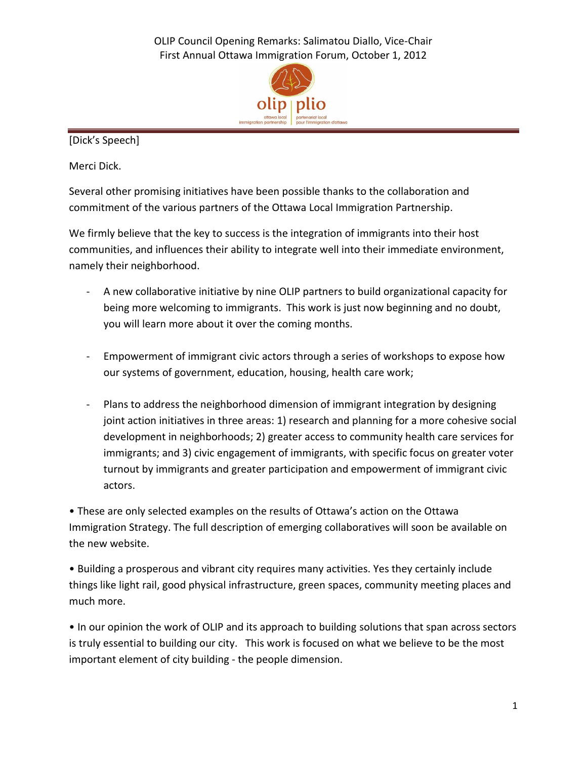OLIP Council Opening Remarks: Salimatou Diallo, Vice-Chair
First Annual Ottawa Immigration Forum, October 1, 2012

[Dick's Speech]

Merci Dick.

Several other promising initiatives have been possible thanks to the collaboration and commitment of the various partners of the Ottawa Local Immigration Partnership.

We firmly believe that the key to success is the integration of immigrants into their host communities, and influences their ability to integrate well into their immediate environment, namely their neighborhood.

- A new collaborative initiative by nine OLIP partners to build organizational capacity for being more welcoming to immigrants. This work is just now beginning and no doubt, you will learn more about it over the coming months.

- Empowerment of immigrant civic actors through a series of workshops to expose how our systems of government, education, housing, health care work;

- Plans to address the neighborhood dimension of immigrant integration by designing joint action initiatives in three areas: 1) research and planning for a more cohesive social development in neighborhoods; 2) greater access to community health care services for immigrants; and 3) civic engagement of immigrants, with specific focus on greater voter turnout by immigrants and greater participation and empowerment of immigrant civic actors.

• These are only selected examples on the results of Ottawa's action on the Ottawa Immigration Strategy. The full description of emerging collaboratives will soon be available on the new website.

• Building a prosperous and vibrant city requires many activities. Yes they certainly include things like light rail, good physical infrastructure, green spaces, community meeting places and much more.

• In our opinion the work of OLIP and its approach to building solutions that span across sectors is truly essential to building our city. This work is focused on what we believe to be the most important element of city building - the people dimension.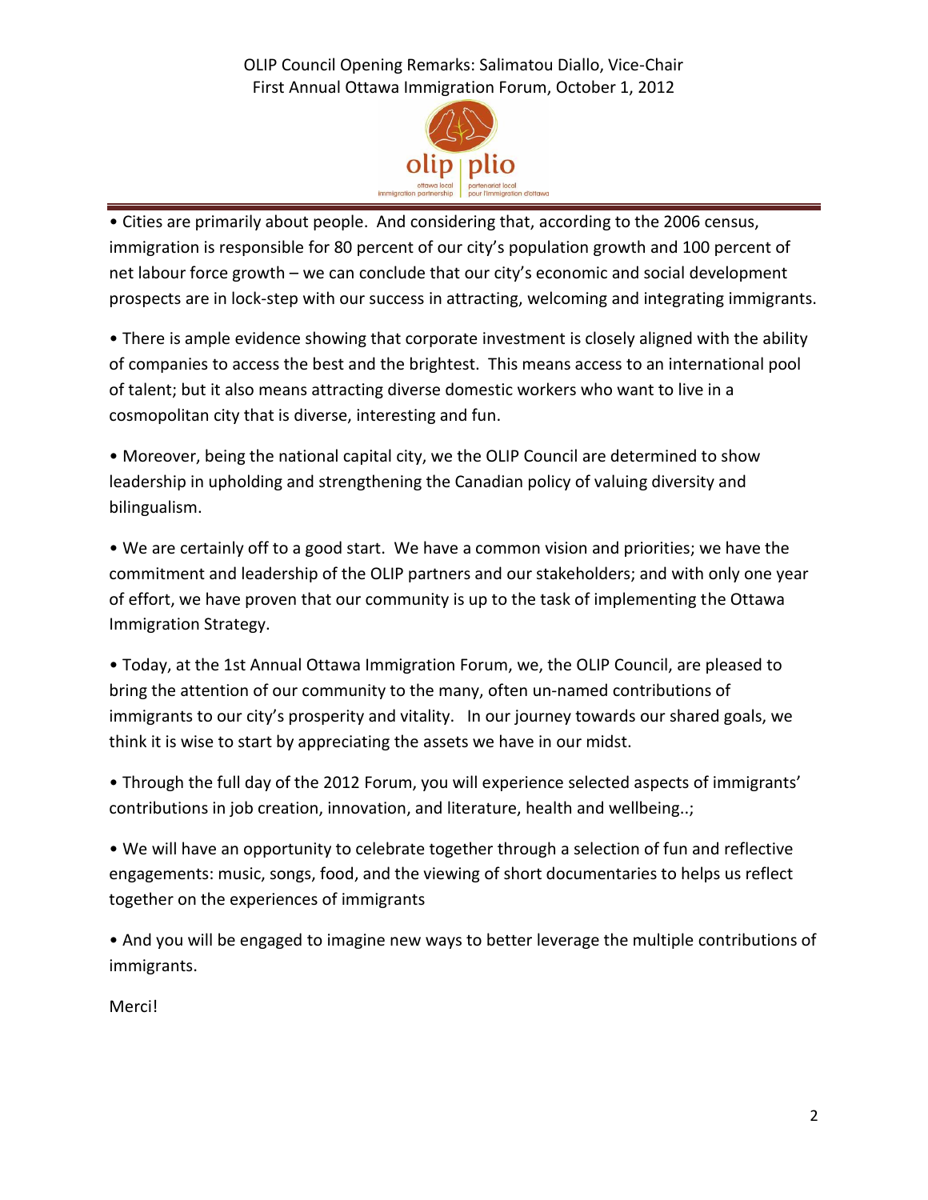OLIP Council Opening Remarks: Salimatou Diallo, Vice-Chair
First Annual Ottawa Immigration Forum, October 1, 2012

olip | plio
ottawa local immigration partnership | partenariat local pour l'immigration d'ottawa

• Cities are primarily about people. And considering that, according to the 2006 census, immigration is responsible for 80 percent of our city's population growth and 100 percent of net labour force growth – we can conclude that our city's economic and social development prospects are in lock-step with our success in attracting, welcoming and integrating immigrants.

• There is ample evidence showing that corporate investment is closely aligned with the ability of companies to access the best and the brightest. This means access to an international pool of talent; but it also means attracting diverse domestic workers who want to live in a cosmopolitan city that is diverse, interesting and fun.

• Moreover, being the national capital city, we the OLIP Council are determined to show leadership in upholding and strengthening the Canadian policy of valuing diversity and bilingualism.

• We are certainly off to a good start. We have a common vision and priorities; we have the commitment and leadership of the OLIP partners and our stakeholders; and with only one year of effort, we have proven that our community is up to the task of implementing the Ottawa Immigration Strategy.

• Today, at the 1st Annual Ottawa Immigration Forum, we, the OLIP Council, are pleased to bring the attention of our community to the many, often un-named contributions of immigrants to our city's prosperity and vitality. In our journey towards our shared goals, we think it is wise to start by appreciating the assets we have in our midst.

• Through the full day of the 2012 Forum, you will experience selected aspects of immigrants' contributions in job creation, innovation, and literature, health and wellbeing..;

• We will have an opportunity to celebrate together through a selection of fun and reflective engagements: music, songs, food, and the viewing of short documentaries to helps us reflect together on the experiences of immigrants

• And you will be engaged to imagine new ways to better leverage the multiple contributions of immigrants.

Merci!